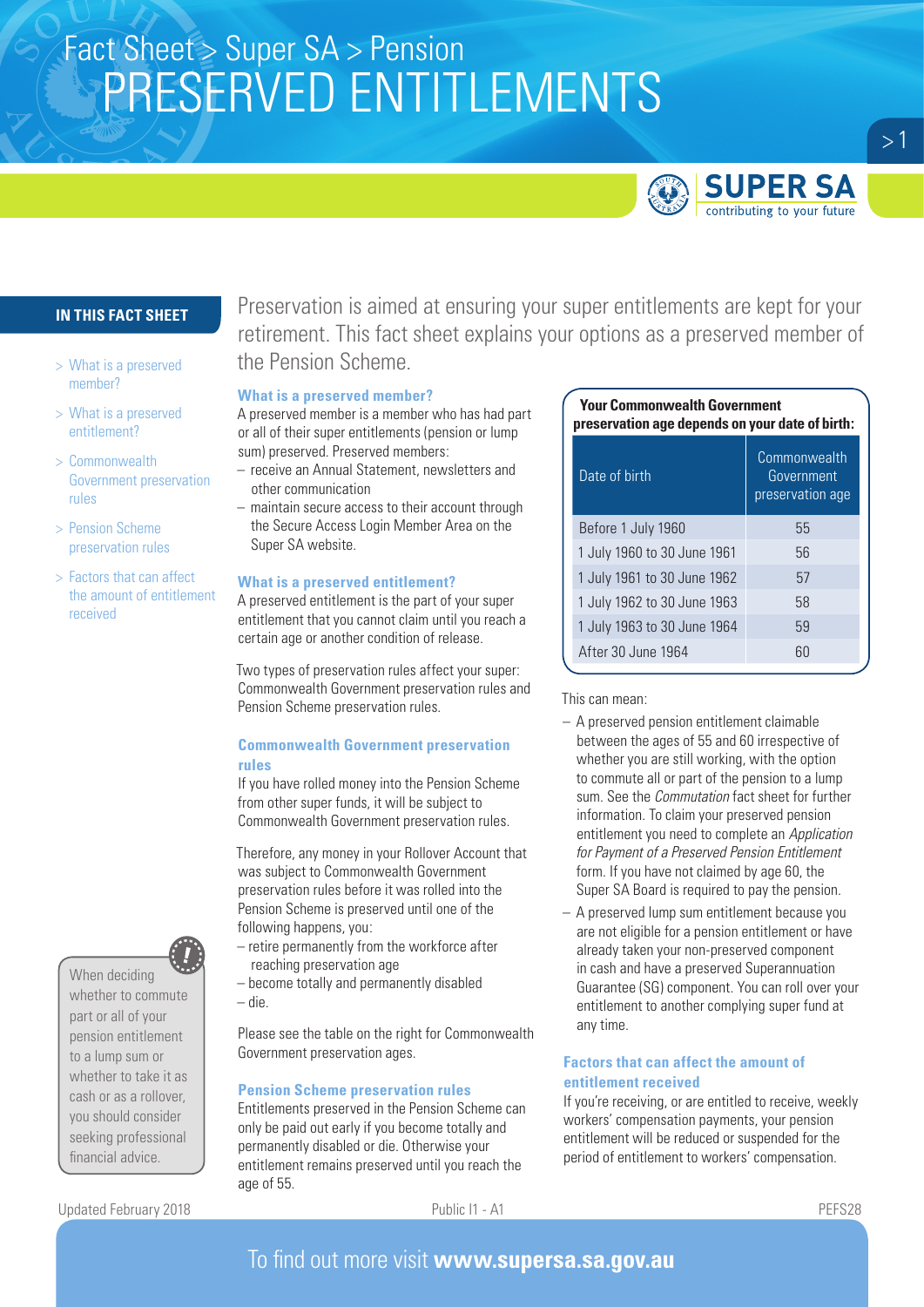Fact Sheet > Super SA > Pension

# PRESERVED ENTITLEMENTS

**IN THIS FACT SHEET**

- > What is a preserved member?
- > What is a preserved entitlement?
- > Commonwealth Government preservation rules
- > Pension Scheme preservation rules
- > Factors that can affect the amount of entitlement received

Preservation is aimed at ensuring your super entitlements are kept for your retirement. This fact sheet explains your options as a preserved member of the Pension Scheme.

## What is a preserved member?

A preserved member is a member who has had part or all of their super entitlements (pension or lump sum) preserved. Preserved members:

- receive an Annual Statement, newsletters and other communication
- maintain secure access to their account through the Secure Access Login Member Area on the Super SA website.

## What is a preserved entitlement?

A preserved entitlement is the part of your super entitlement that you cannot claim until you reach a certain age or another condition of release.

Two types of preservation rules affect your super: Commonwealth Government preservation rules and Pension Scheme preservation rules.

## Commonwealth Government preservation rules

If you have rolled money into the Pension Scheme from other super funds, it will be subject to Commonwealth Government preservation rules.

Therefore, any money in your Rollover Account that was subject to Commonwealth Government preservation rules before it was rolled into the Pension Scheme is preserved until one of the following happens, you:

- retire permanently from the workforce after reaching preservation age
- become totally and permanently disabled
- die.

Please see the table on the right for Commonwealth Government preservation ages.

## Pension Scheme preservation rules

Entitlements preserved in the Pension Scheme can only be paid out early if you become totally and permanently disabled or die. Otherwise your entitlement remains preserved until you reach the age of 55.

**Your Commonwealth Government preservation age depends on your date of birth:**

| Date of birth | Commonwealth Government preservation age |
|---|---|
| Before 1 July 1960 | 55 |
| 1 July 1960 to 30 June 1961 | 56 |
| 1 July 1961 to 30 June 1962 | 57 |
| 1 July 1962 to 30 June 1963 | 58 |
| 1 July 1963 to 30 June 1964 | 59 |
| After 30 June 1964 | 60 |

This can mean:

- A preserved pension entitlement claimable between the ages of 55 and 60 irrespective of whether you are still working, with the option to commute all or part of the pension to a lump sum. See the *Commutation* fact sheet for further information. To claim your preserved pension entitlement you need to complete an *Application for Payment of a Preserved Pension Entitlement* form. If you have not claimed by age 60, the Super SA Board is required to pay the pension.
- A preserved lump sum entitlement because you are not eligible for a pension entitlement or have already taken your non-preserved component in cash and have a preserved Superannuation Guarantee (SG) component. You can roll over your entitlement to another complying super fund at any time.

## Factors that can affect the amount of entitlement received

If you're receiving, or are entitled to receive, weekly workers' compensation payments, your pension entitlement will be reduced or suspended for the period of entitlement to workers' compensation.

When deciding whether to commute part or all of your pension entitlement to a lump sum or whether to take it as cash or as a rollover, you should consider seeking professional financial advice.

Updated February 2018 Public I1 - A1 PEFS28

To find out more visit **www.supersa.sa.gov.au**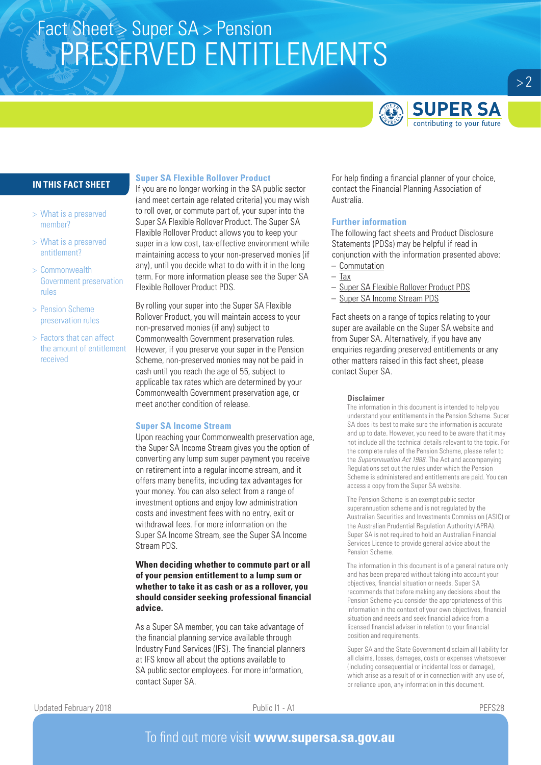## Super SA Flexible Rollover Product

If you are no longer working in the SA public sector (and meet certain age related criteria) you may wish to roll over, or commute part of, your super into the Super SA Flexible Rollover Product. The Super SA Flexible Rollover Product allows you to keep your super in a low cost, tax-effective environment while maintaining access to your non-preserved monies (if any), until you decide what to do with it in the long term. For more information please see the Super SA Flexible Rollover Product PDS.

By rolling your super into the Super SA Flexible Rollover Product, you will maintain access to your non-preserved monies (if any) subject to Commonwealth Government preservation rules. However, if you preserve your super in the Pension Scheme, non-preserved monies may not be paid in cash until you reach the age of 55, subject to applicable tax rates which are determined by your Commonwealth Government preservation age, or meet another condition of release.

## Super SA Income Stream

Upon reaching your Commonwealth preservation age, the Super SA Income Stream gives you the option of converting any lump sum super payment you receive on retirement into a regular income stream, and it offers many benefits, including tax advantages for your money. You can also select from a range of investment options and enjoy low administration costs and investment fees with no entry, exit or withdrawal fees. For more information on the Super SA Income Stream, see the Super SA Income Stream PDS.

**When deciding whether to commute part or all of your pension entitlement to a lump sum or whether to take it as cash or as a rollover, you should consider seeking professional financial advice.**

As a Super SA member, you can take advantage of the financial planning service available through Industry Fund Services (IFS). The financial planners at IFS know all about the options available to SA public sector employees. For more information, contact Super SA.

For help finding a financial planner of your choice, contact the Financial Planning Association of Australia.

## Further information

The following fact sheets and Product Disclosure Statements (PDSs) may be helpful if read in conjunction with the information presented above:

- Commutation
- Tax
- Super SA Flexible Rollover Product PDS
- Super SA Income Stream PDS

Fact sheets on a range of topics relating to your super are available on the Super SA website and from Super SA. Alternatively, if you have any enquiries regarding preserved entitlements or any other matters raised in this fact sheet, please contact Super SA.

### Disclaimer

The information in this document is intended to help you understand your entitlements in the Pension Scheme. Super SA does its best to make sure the information is accurate and up to date. However, you need to be aware that it may not include all the technical details relevant to the topic. For the complete rules of the Pension Scheme, please refer to the *Superannuation Act 1988*. The Act and accompanying Regulations set out the rules under which the Pension Scheme is administered and entitlements are paid. You can access a copy from the Super SA website.

The Pension Scheme is an exempt public sector superannuation scheme and is not regulated by the Australian Securities and Investments Commission (ASIC) or the Australian Prudential Regulation Authority (APRA). Super SA is not required to hold an Australian Financial Services Licence to provide general advice about the Pension Scheme.

The information in this document is of a general nature only and has been prepared without taking into account your objectives, financial situation or needs. Super SA recommends that before making any decisions about the Pension Scheme you consider the appropriateness of this information in the context of your own objectives, financial situation and needs and seek financial advice from a licensed financial adviser in relation to your financial position and requirements.

Super SA and the State Government disclaim all liability for all claims, losses, damages, costs or expenses whatsoever (including consequential or incidental loss or damage), which arise as a result of or in connection with any use of, or reliance upon, any information in this document.

Updated February 2018

Public I1 - A1

PEFS28

To find out more visit **www.supersa.sa.gov.au**